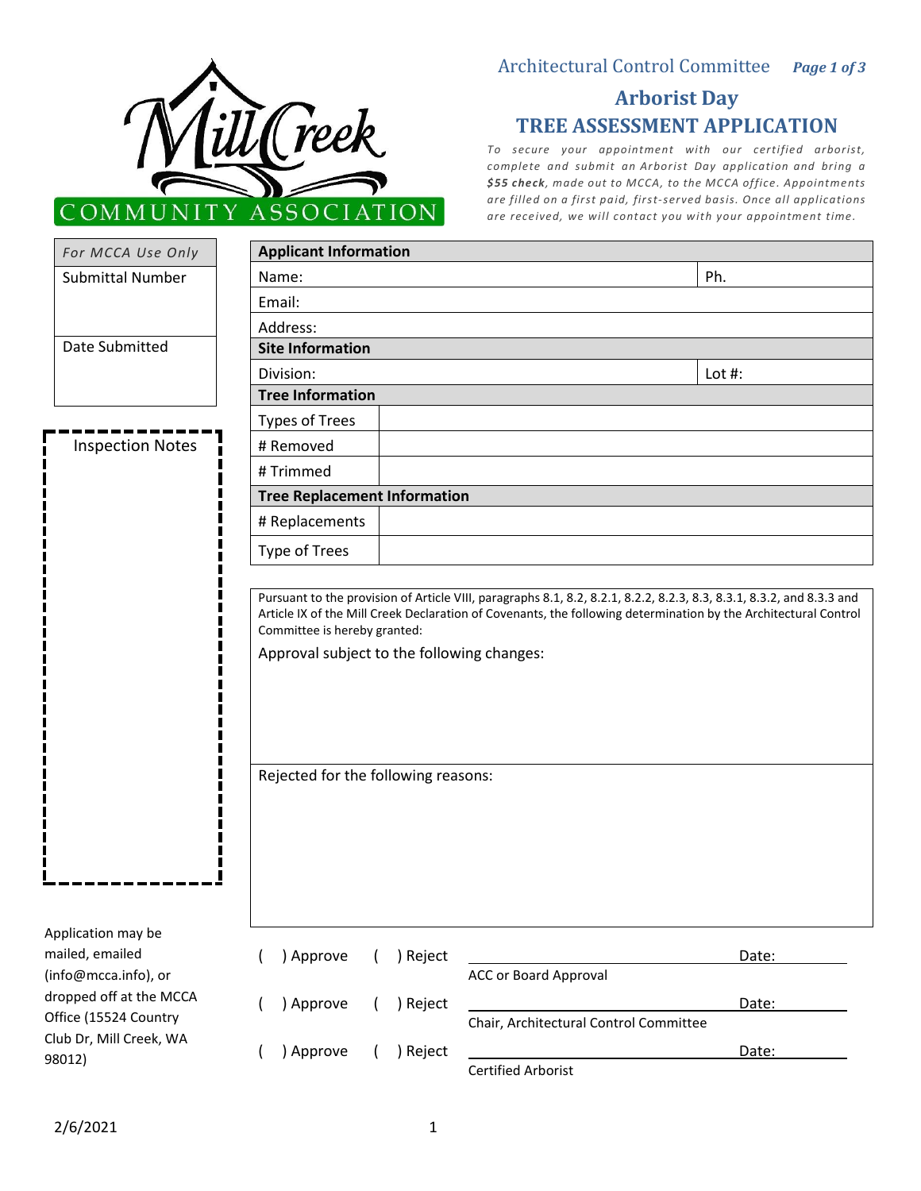MILL CREEK COMMUNITY ASSOCIATION

Architectural Control Committee

# Arborist Day
# TREE ASSESSMENT APPLICATION

*To secure your appointment with our certified arborist, complete and submit an Arborist Day application and bring a **$55 check**, made out to MCCA, to the MCCA office. Appointments are filled on a first paid, first-served basis. Once all applications are received, we will contact you with your appointment time.*

| *For MCCA Use Only* |
|---|
| Submittal Number |
| Date Submitted |

Inspection Notes

| **Applicant Information** | | |
|---|---|---|
| Name: | | Ph. |
| Email: | | |
| Address: | | |
| **Site Information** | | |
| Division: | | Lot #: |
| **Tree Information** | | |
| Types of Trees | | |
| # Removed | | |
| # Trimmed | | |
| **Tree Replacement Information** | | |
| # Replacements | | |
| Type of Trees | | |

Pursuant to the provision of Article VIII, paragraphs 8.1, 8.2, 8.2.1, 8.2.2, 8.2.3, 8.3, 8.3.1, 8.3.2, and 8.3.3 and Article IX of the Mill Creek Declaration of Covenants, the following determination by the Architectural Control Committee is hereby granted:

Approval subject to the following changes:

Rejected for the following reasons:

Application may be mailed, emailed (info@mcca.info), or dropped off at the MCCA Office (15524 Country Club Dr, Mill Creek, WA 98012)

( ) Approve ( ) Reject ______________________ Date: ________
ACC or Board Approval

( ) Approve ( ) Reject ______________________ Date: ________
Chair, Architectural Control Committee

( ) Approve ( ) Reject ______________________ Date: ________
Certified Arborist

2/6/2021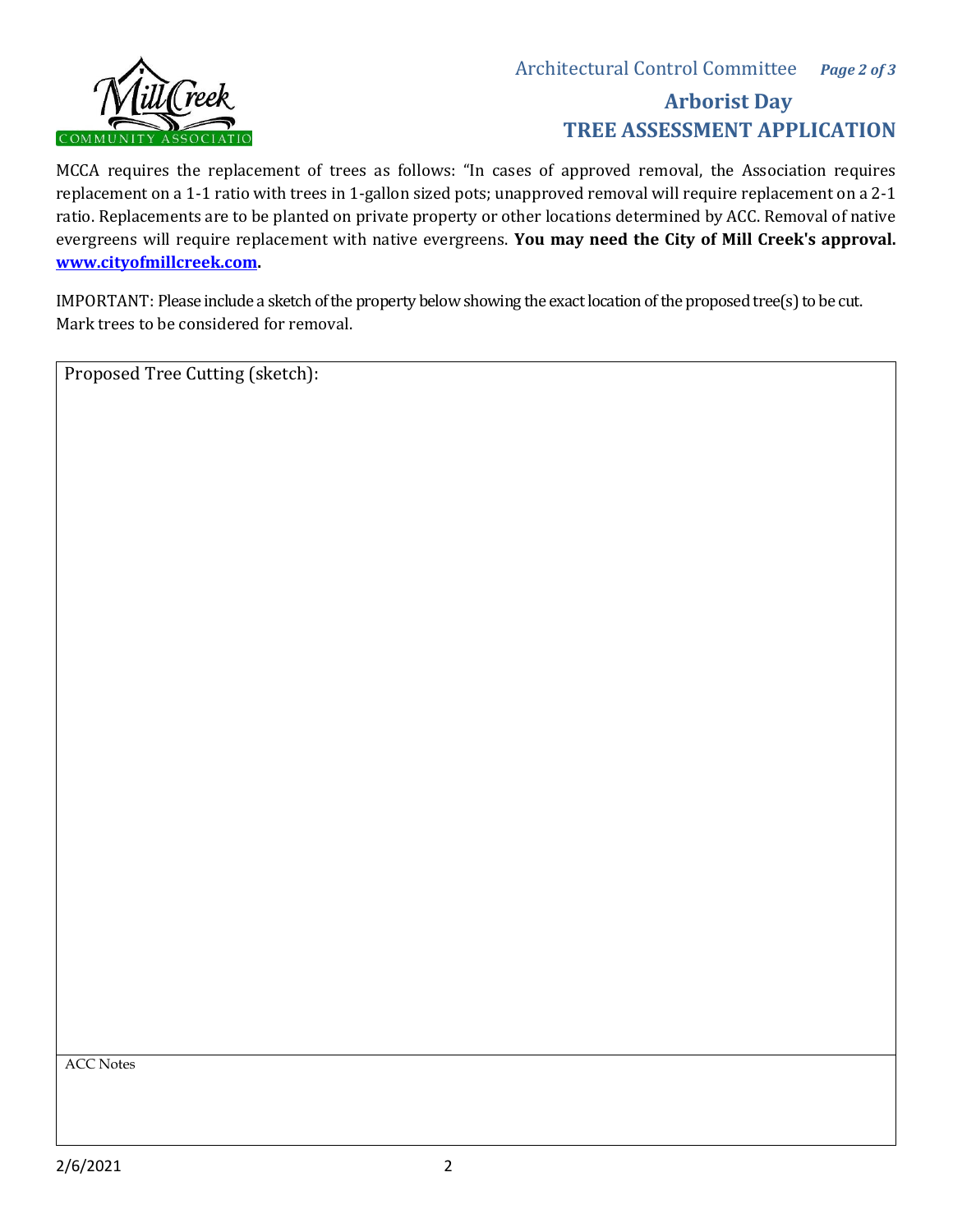Architectural Control Committee

## Arborist Day

## TREE ASSESSMENT APPLICATION

MCCA requires the replacement of trees as follows: "In cases of approved removal, the Association requires replacement on a 1-1 ratio with trees in 1-gallon sized pots; unapproved removal will require replacement on a 2-1 ratio. Replacements are to be planted on private property or other locations determined by ACC. Removal of native evergreens will require replacement with native evergreens. **You may need the City of Mill Creek's approval. [www.cityofmillcreek.com](http://www.cityofmillcreek.com).**

IMPORTANT: Please include a sketch of the property below showing the exact location of the proposed tree(s) to be cut. Mark trees to be considered for removal.

| Proposed Tree Cutting (sketch): |
| --- |
| |
| ACC Notes |
| |

2/6/2021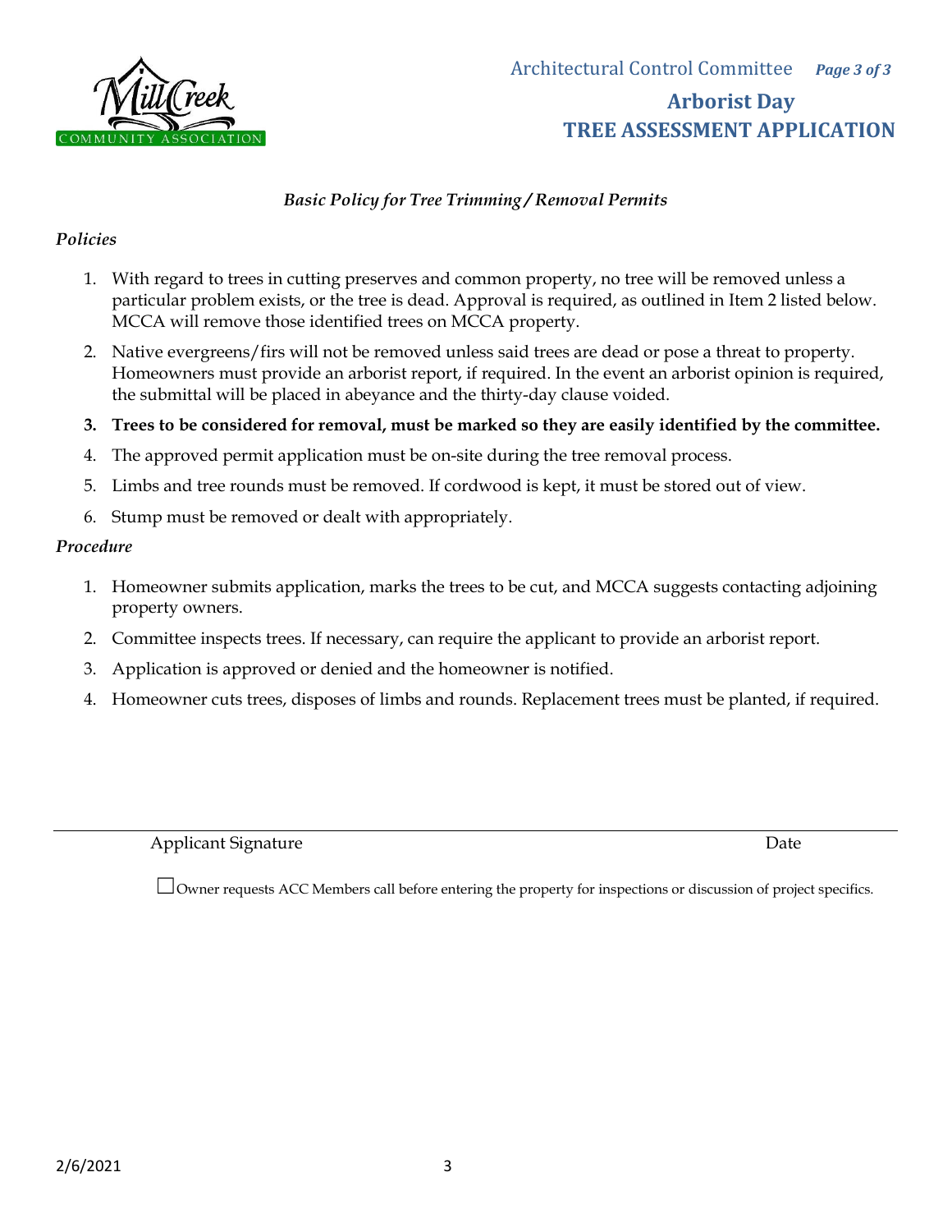Architectural Control Committee

# Arborist Day
# TREE ASSESSMENT APPLICATION

*Basic Policy for Tree Trimming / Removal Permits*

*Policies*

1. With regard to trees in cutting preserves and common property, no tree will be removed unless a particular problem exists, or the tree is dead. Approval is required, as outlined in Item 2 listed below. MCCA will remove those identified trees on MCCA property.
2. Native evergreens/firs will not be removed unless said trees are dead or pose a threat to property. Homeowners must provide an arborist report, if required. In the event an arborist opinion is required, the submittal will be placed in abeyance and the thirty-day clause voided.
3. **Trees to be considered for removal, must be marked so they are easily identified by the committee.**
4. The approved permit application must be on-site during the tree removal process.
5. Limbs and tree rounds must be removed. If cordwood is kept, it must be stored out of view.
6. Stump must be removed or dealt with appropriately.

*Procedure*

1. Homeowner submits application, marks the trees to be cut, and MCCA suggests contacting adjoining property owners.
2. Committee inspects trees. If necessary, can require the applicant to provide an arborist report.
3. Application is approved or denied and the homeowner is notified.
4. Homeowner cuts trees, disposes of limbs and rounds. Replacement trees must be planted, if required.

Applicant Signature Date

☐ Owner requests ACC Members call before entering the property for inspections or discussion of project specifics.

2/6/2021